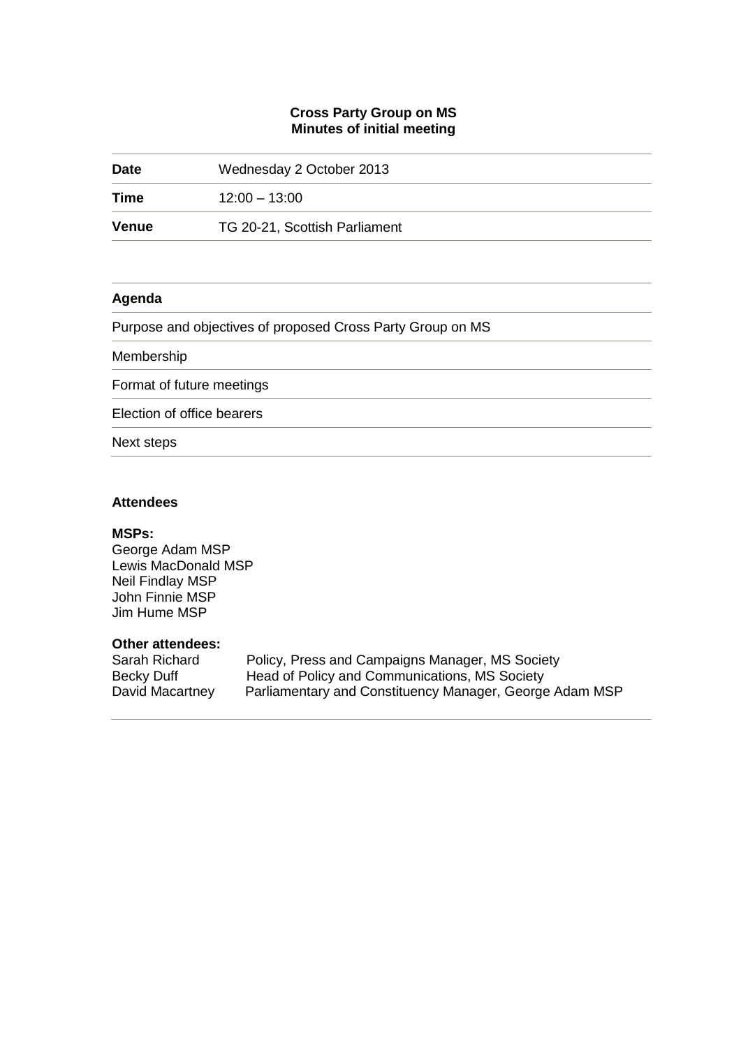**Cross Party Group on MS**
**Minutes of initial meeting**

| | |
|---|---|
| **Date** | Wednesday 2 October 2013 |
| **Time** | 12:00 – 13:00 |
| **Venue** | TG 20-21, Scottish Parliament |

| **Agenda** |
|---|
| Purpose and objectives of proposed Cross Party Group on MS |
| Membership |
| Format of future meetings |
| Election of office bearers |
| Next steps |

**Attendees**

**MSPs:**
George Adam MSP
Lewis MacDonald MSP
Neil Findlay MSP
John Finnie MSP
Jim Hume MSP

**Other attendees:**

| | |
|---|---|
| Sarah Richard | Policy, Press and Campaigns Manager, MS Society |
| Becky Duff | Head of Policy and Communications, MS Society |
| David Macartney | Parliamentary and Constituency Manager, George Adam MSP |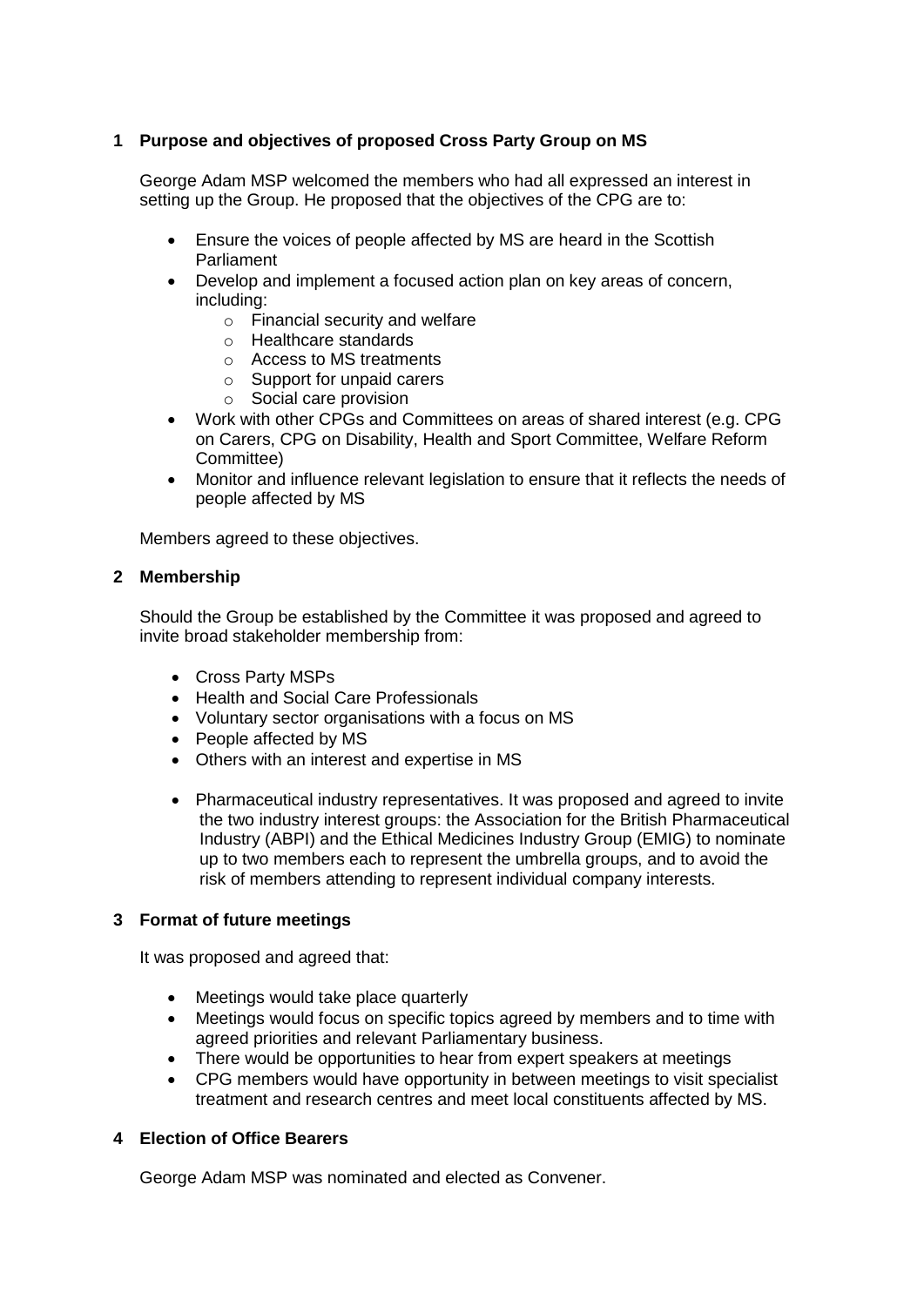## 1 Purpose and objectives of proposed Cross Party Group on MS

George Adam MSP welcomed the members who had all expressed an interest in setting up the Group. He proposed that the objectives of the CPG are to:

- Ensure the voices of people affected by MS are heard in the Scottish Parliament
- Develop and implement a focused action plan on key areas of concern, including:
  - Financial security and welfare
  - Healthcare standards
  - Access to MS treatments
  - Support for unpaid carers
  - Social care provision
- Work with other CPGs and Committees on areas of shared interest (e.g. CPG on Carers, CPG on Disability, Health and Sport Committee, Welfare Reform Committee)
- Monitor and influence relevant legislation to ensure that it reflects the needs of people affected by MS

Members agreed to these objectives.

## 2 Membership

Should the Group be established by the Committee it was proposed and agreed to invite broad stakeholder membership from:

- Cross Party MSPs
- Health and Social Care Professionals
- Voluntary sector organisations with a focus on MS
- People affected by MS
- Others with an interest and expertise in MS

- Pharmaceutical industry representatives. It was proposed and agreed to invite the two industry interest groups: the Association for the British Pharmaceutical Industry (ABPI) and the Ethical Medicines Industry Group (EMIG) to nominate up to two members each to represent the umbrella groups, and to avoid the risk of members attending to represent individual company interests.

## 3 Format of future meetings

It was proposed and agreed that:

- Meetings would take place quarterly
- Meetings would focus on specific topics agreed by members and to time with agreed priorities and relevant Parliamentary business.
- There would be opportunities to hear from expert speakers at meetings
- CPG members would have opportunity in between meetings to visit specialist treatment and research centres and meet local constituents affected by MS.

## 4 Election of Office Bearers

George Adam MSP was nominated and elected as Convener.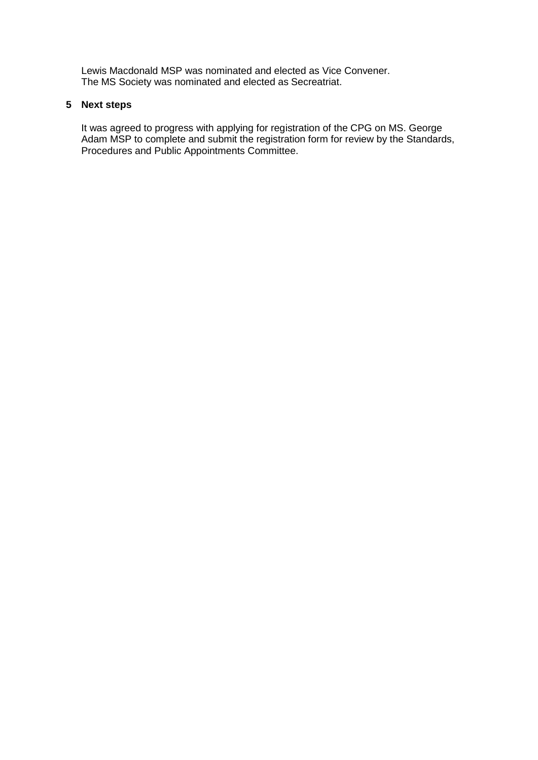Lewis Macdonald MSP was nominated and elected as Vice Convener.
The MS Society was nominated and elected as Secreatriat.

## 5 Next steps

It was agreed to progress with applying for registration of the CPG on MS. George Adam MSP to complete and submit the registration form for review by the Standards, Procedures and Public Appointments Committee.